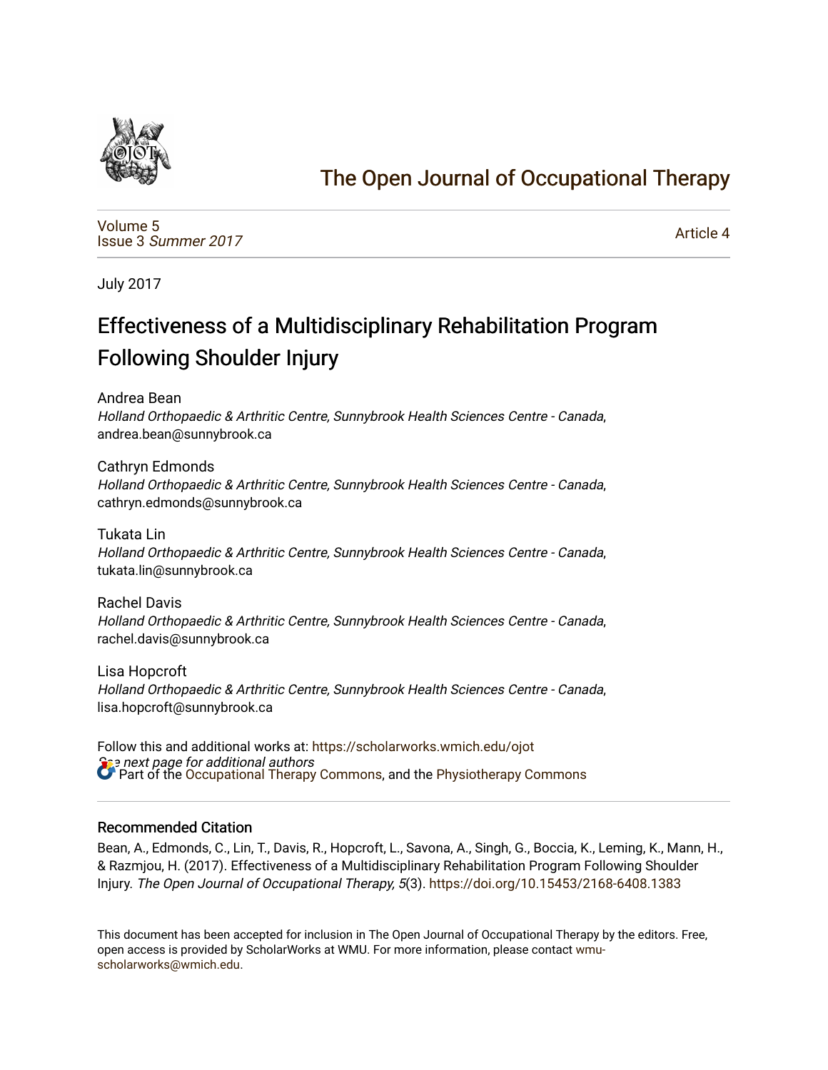The Open Journal of Occupational Therapy

Volume 5
Issue 3 *Summer 2017*

Article 4

July 2017

# Effectiveness of a Multidisciplinary Rehabilitation Program Following Shoulder Injury

Andrea Bean
*Holland Orthopaedic & Arthritic Centre, Sunnybrook Health Sciences Centre - Canada*, andrea.bean@sunnybrook.ca

Cathryn Edmonds
*Holland Orthopaedic & Arthritic Centre, Sunnybrook Health Sciences Centre - Canada*, cathryn.edmonds@sunnybrook.ca

Tukata Lin
*Holland Orthopaedic & Arthritic Centre, Sunnybrook Health Sciences Centre - Canada*, tukata.lin@sunnybrook.ca

Rachel Davis
*Holland Orthopaedic & Arthritic Centre, Sunnybrook Health Sciences Centre - Canada*, rachel.davis@sunnybrook.ca

Lisa Hopcroft
*Holland Orthopaedic & Arthritic Centre, Sunnybrook Health Sciences Centre - Canada*, lisa.hopcroft@sunnybrook.ca

Follow this and additional works at: https://scholarworks.wmich.edu/ojot

*See next page for additional authors*

Part of the Occupational Therapy Commons, and the Physiotherapy Commons

## Recommended Citation

Bean, A., Edmonds, C., Lin, T., Davis, R., Hopcroft, L., Savona, A., Singh, G., Boccia, K., Leming, K., Mann, H., & Razmjou, H. (2017). Effectiveness of a Multidisciplinary Rehabilitation Program Following Shoulder Injury. *The Open Journal of Occupational Therapy, 5*(3). https://doi.org/10.15453/2168-6408.1383

This document has been accepted for inclusion in The Open Journal of Occupational Therapy by the editors. Free, open access is provided by ScholarWorks at WMU. For more information, please contact wmu-scholarworks@wmich.edu.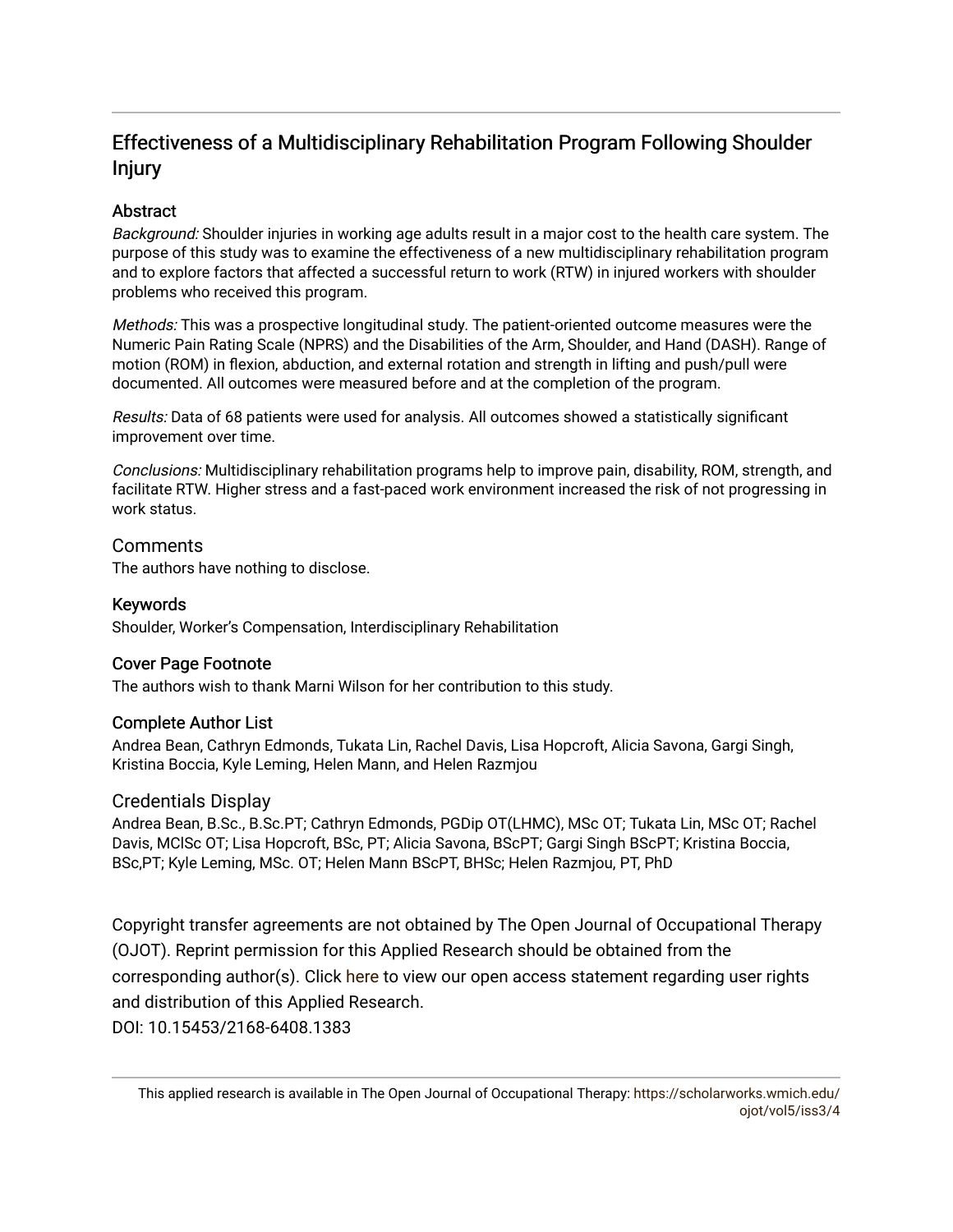# Effectiveness of a Multidisciplinary Rehabilitation Program Following Shoulder Injury

## Abstract

*Background:* Shoulder injuries in working age adults result in a major cost to the health care system. The purpose of this study was to examine the effectiveness of a new multidisciplinary rehabilitation program and to explore factors that affected a successful return to work (RTW) in injured workers with shoulder problems who received this program.

*Methods:* This was a prospective longitudinal study. The patient-oriented outcome measures were the Numeric Pain Rating Scale (NPRS) and the Disabilities of the Arm, Shoulder, and Hand (DASH). Range of motion (ROM) in flexion, abduction, and external rotation and strength in lifting and push/pull were documented. All outcomes were measured before and at the completion of the program.

*Results:* Data of 68 patients were used for analysis. All outcomes showed a statistically significant improvement over time.

*Conclusions:* Multidisciplinary rehabilitation programs help to improve pain, disability, ROM, strength, and facilitate RTW. Higher stress and a fast-paced work environment increased the risk of not progressing in work status.

## Comments

The authors have nothing to disclose.

## Keywords

Shoulder, Worker's Compensation, Interdisciplinary Rehabilitation

## Cover Page Footnote

The authors wish to thank Marni Wilson for her contribution to this study.

## Complete Author List

Andrea Bean, Cathryn Edmonds, Tukata Lin, Rachel Davis, Lisa Hopcroft, Alicia Savona, Gargi Singh, Kristina Boccia, Kyle Leming, Helen Mann, and Helen Razmjou

## Credentials Display

Andrea Bean, B.Sc., B.Sc.PT; Cathryn Edmonds, PGDip OT(LHMC), MSc OT; Tukata Lin, MSc OT; Rachel Davis, MClSc OT; Lisa Hopcroft, BSc, PT; Alicia Savona, BScPT; Gargi Singh BScPT; Kristina Boccia, BSc,PT; Kyle Leming, MSc. OT; Helen Mann BScPT, BHSc; Helen Razmjou, PT, PhD

Copyright transfer agreements are not obtained by The Open Journal of Occupational Therapy (OJOT). Reprint permission for this Applied Research should be obtained from the corresponding author(s). Click here to view our open access statement regarding user rights and distribution of this Applied Research.

DOI: 10.15453/2168-6408.1383

This applied research is available in The Open Journal of Occupational Therapy: https://scholarworks.wmich.edu/ojot/vol5/iss3/4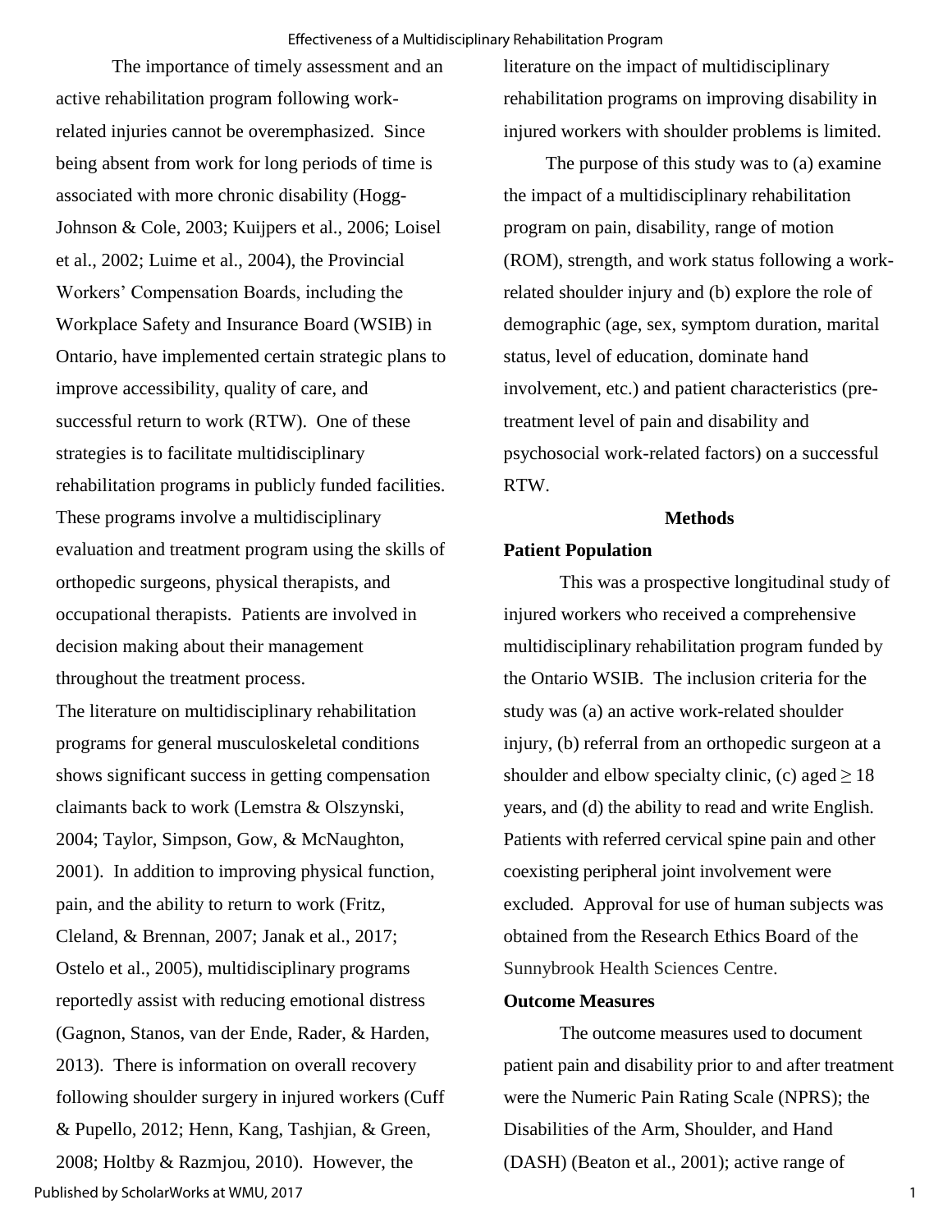The importance of timely assessment and an active rehabilitation program following work-related injuries cannot be overemphasized. Since being absent from work for long periods of time is associated with more chronic disability (Hogg-Johnson & Cole, 2003; Kuijpers et al., 2006; Loisel et al., 2002; Luime et al., 2004), the Provincial Workers' Compensation Boards, including the Workplace Safety and Insurance Board (WSIB) in Ontario, have implemented certain strategic plans to improve accessibility, quality of care, and successful return to work (RTW). One of these strategies is to facilitate multidisciplinary rehabilitation programs in publicly funded facilities. These programs involve a multidisciplinary evaluation and treatment program using the skills of orthopedic surgeons, physical therapists, and occupational therapists. Patients are involved in decision making about their management throughout the treatment process.

The literature on multidisciplinary rehabilitation programs for general musculoskeletal conditions shows significant success in getting compensation claimants back to work (Lemstra & Olszynski, 2004; Taylor, Simpson, Gow, & McNaughton, 2001). In addition to improving physical function, pain, and the ability to return to work (Fritz, Cleland, & Brennan, 2007; Janak et al., 2017; Ostelo et al., 2005), multidisciplinary programs reportedly assist with reducing emotional distress (Gagnon, Stanos, van der Ende, Rader, & Harden, 2013). There is information on overall recovery following shoulder surgery in injured workers (Cuff & Pupello, 2012; Henn, Kang, Tashjian, & Green, 2008; Holtby & Razmjou, 2010). However, the literature on the impact of multidisciplinary rehabilitation programs on improving disability in injured workers with shoulder problems is limited.

The purpose of this study was to (a) examine the impact of a multidisciplinary rehabilitation program on pain, disability, range of motion (ROM), strength, and work status following a work-related shoulder injury and (b) explore the role of demographic (age, sex, symptom duration, marital status, level of education, dominate hand involvement, etc.) and patient characteristics (pre-treatment level of pain and disability and psychosocial work-related factors) on a successful RTW.

## Methods

### Patient Population

This was a prospective longitudinal study of injured workers who received a comprehensive multidisciplinary rehabilitation program funded by the Ontario WSIB. The inclusion criteria for the study was (a) an active work-related shoulder injury, (b) referral from an orthopedic surgeon at a shoulder and elbow specialty clinic, (c) aged $\geq 18$ years, and (d) the ability to read and write English. Patients with referred cervical spine pain and other coexisting peripheral joint involvement were excluded. Approval for use of human subjects was obtained from the Research Ethics Board of the Sunnybrook Health Sciences Centre.

### Outcome Measures

The outcome measures used to document patient pain and disability prior to and after treatment were the Numeric Pain Rating Scale (NPRS); the Disabilities of the Arm, Shoulder, and Hand (DASH) (Beaton et al., 2001); active range of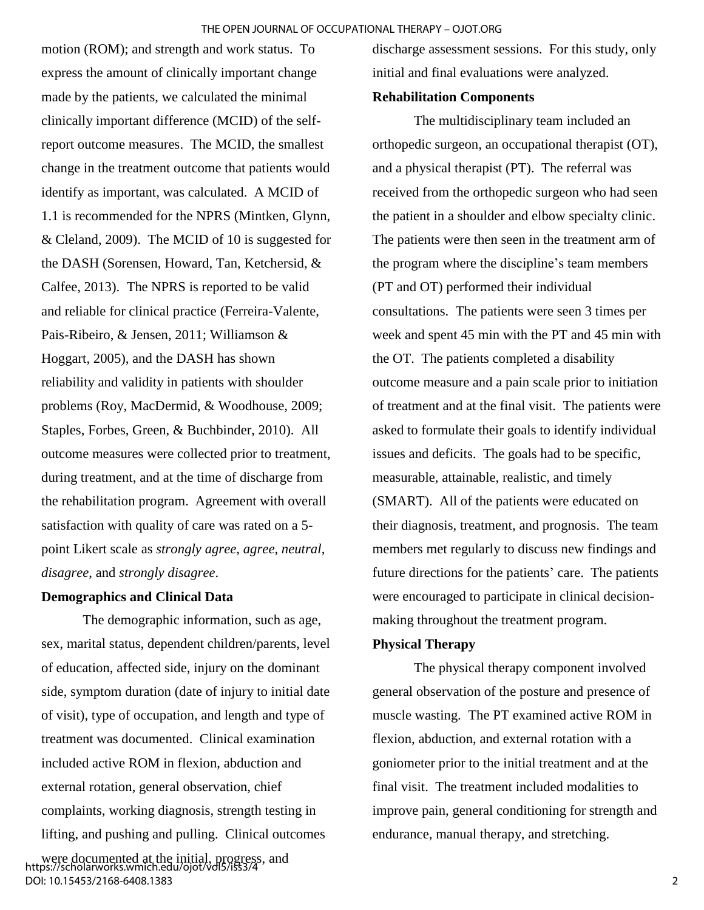motion (ROM); and strength and work status. To express the amount of clinically important change made by the patients, we calculated the minimal clinically important difference (MCID) of the self-report outcome measures. The MCID, the smallest change in the treatment outcome that patients would identify as important, was calculated. A MCID of 1.1 is recommended for the NPRS (Mintken, Glynn, & Cleland, 2009). The MCID of 10 is suggested for the DASH (Sorensen, Howard, Tan, Ketchersid, & Calfee, 2013). The NPRS is reported to be valid and reliable for clinical practice (Ferreira-Valente, Pais-Ribeiro, & Jensen, 2011; Williamson & Hoggart, 2005), and the DASH has shown reliability and validity in patients with shoulder problems (Roy, MacDermid, & Woodhouse, 2009; Staples, Forbes, Green, & Buchbinder, 2010). All outcome measures were collected prior to treatment, during treatment, and at the time of discharge from the rehabilitation program. Agreement with overall satisfaction with quality of care was rated on a 5-point Likert scale as *strongly agree*, *agree*, *neutral*, *disagree*, and *strongly disagree*.

**Demographics and Clinical Data**

The demographic information, such as age, sex, marital status, dependent children/parents, level of education, affected side, injury on the dominant side, symptom duration (date of injury to initial date of visit), type of occupation, and length and type of treatment was documented. Clinical examination included active ROM in flexion, abduction and external rotation, general observation, chief complaints, working diagnosis, strength testing in lifting, and pushing and pulling. Clinical outcomes were documented at the initial, progress, and discharge assessment sessions. For this study, only initial and final evaluations were analyzed.

**Rehabilitation Components**

The multidisciplinary team included an orthopedic surgeon, an occupational therapist (OT), and a physical therapist (PT). The referral was received from the orthopedic surgeon who had seen the patient in a shoulder and elbow specialty clinic. The patients were then seen in the treatment arm of the program where the discipline's team members (PT and OT) performed their individual consultations. The patients were seen 3 times per week and spent 45 min with the PT and 45 min with the OT. The patients completed a disability outcome measure and a pain scale prior to initiation of treatment and at the final visit. The patients were asked to formulate their goals to identify individual issues and deficits. The goals had to be specific, measurable, attainable, realistic, and timely (SMART). All of the patients were educated on their diagnosis, treatment, and prognosis. The team members met regularly to discuss new findings and future directions for the patients' care. The patients were encouraged to participate in clinical decision-making throughout the treatment program.

**Physical Therapy**

The physical therapy component involved general observation of the posture and presence of muscle wasting. The PT examined active ROM in flexion, abduction, and external rotation with a goniometer prior to the initial treatment and at the final visit. The treatment included modalities to improve pain, general conditioning for strength and endurance, manual therapy, and stretching.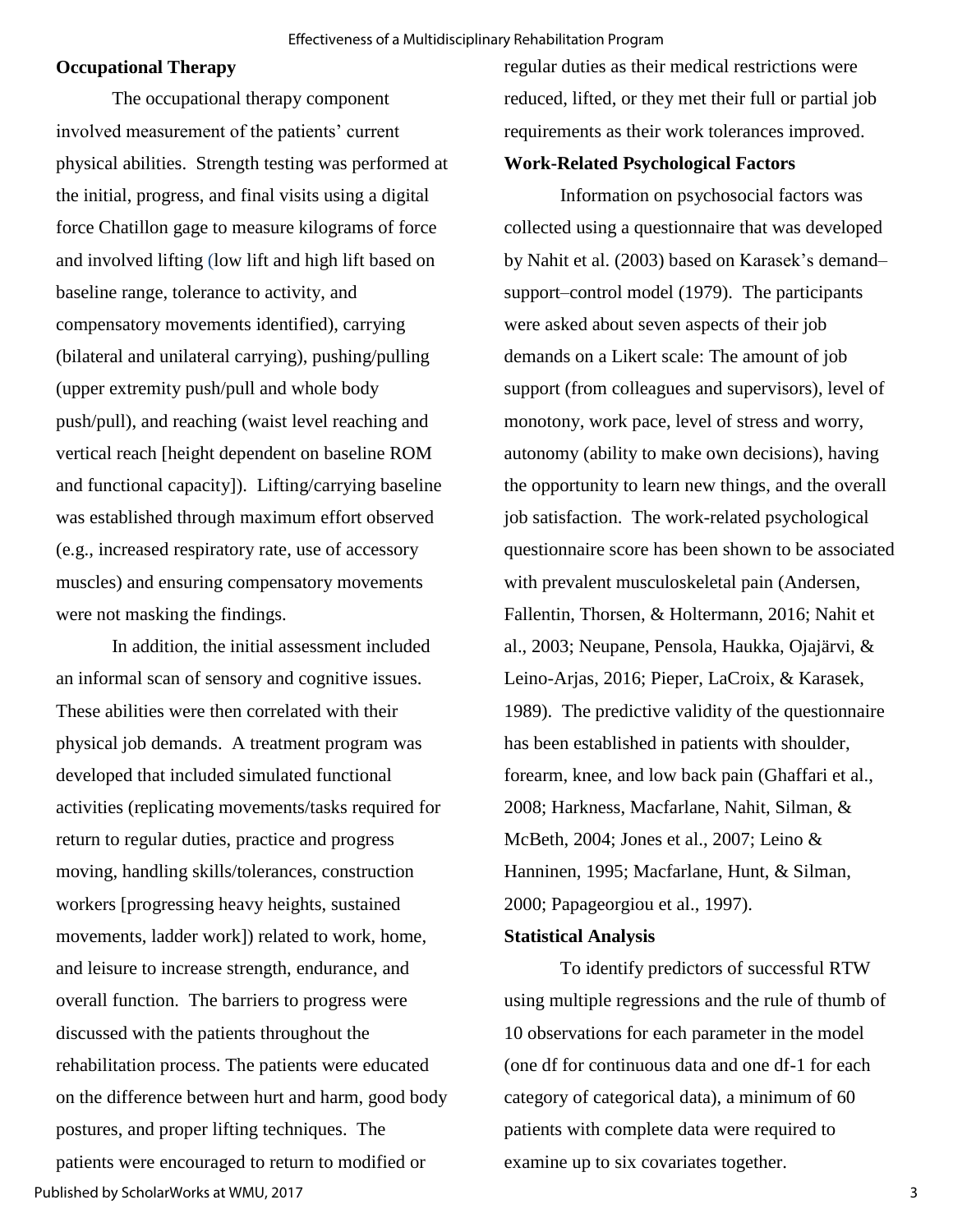### Occupational Therapy

The occupational therapy component involved measurement of the patients' current physical abilities. Strength testing was performed at the initial, progress, and final visits using a digital force Chatillon gage to measure kilograms of force and involved lifting (low lift and high lift based on baseline range, tolerance to activity, and compensatory movements identified), carrying (bilateral and unilateral carrying), pushing/pulling (upper extremity push/pull and whole body push/pull), and reaching (waist level reaching and vertical reach [height dependent on baseline ROM and functional capacity]). Lifting/carrying baseline was established through maximum effort observed (e.g., increased respiratory rate, use of accessory muscles) and ensuring compensatory movements were not masking the findings.

In addition, the initial assessment included an informal scan of sensory and cognitive issues. These abilities were then correlated with their physical job demands. A treatment program was developed that included simulated functional activities (replicating movements/tasks required for return to regular duties, practice and progress moving, handling skills/tolerances, construction workers [progressing heavy heights, sustained movements, ladder work]) related to work, home, and leisure to increase strength, endurance, and overall function. The barriers to progress were discussed with the patients throughout the rehabilitation process. The patients were educated on the difference between hurt and harm, good body postures, and proper lifting techniques. The patients were encouraged to return to modified or regular duties as their medical restrictions were reduced, lifted, or they met their full or partial job requirements as their work tolerances improved.

### Work-Related Psychological Factors

Information on psychosocial factors was collected using a questionnaire that was developed by Nahit et al. (2003) based on Karasek's demand–support–control model (1979). The participants were asked about seven aspects of their job demands on a Likert scale: The amount of job support (from colleagues and supervisors), level of monotony, work pace, level of stress and worry, autonomy (ability to make own decisions), having the opportunity to learn new things, and the overall job satisfaction. The work-related psychological questionnaire score has been shown to be associated with prevalent musculoskeletal pain (Andersen, Fallentin, Thorsen, & Holtermann, 2016; Nahit et al., 2003; Neupane, Pensola, Haukka, Ojajärvi, & Leino-Arjas, 2016; Pieper, LaCroix, & Karasek, 1989). The predictive validity of the questionnaire has been established in patients with shoulder, forearm, knee, and low back pain (Ghaffari et al., 2008; Harkness, Macfarlane, Nahit, Silman, & McBeth, 2004; Jones et al., 2007; Leino & Hanninen, 1995; Macfarlane, Hunt, & Silman, 2000; Papageorgiou et al., 1997).

### Statistical Analysis

To identify predictors of successful RTW using multiple regressions and the rule of thumb of 10 observations for each parameter in the model (one df for continuous data and one df-1 for each category of categorical data), a minimum of 60 patients with complete data were required to examine up to six covariates together.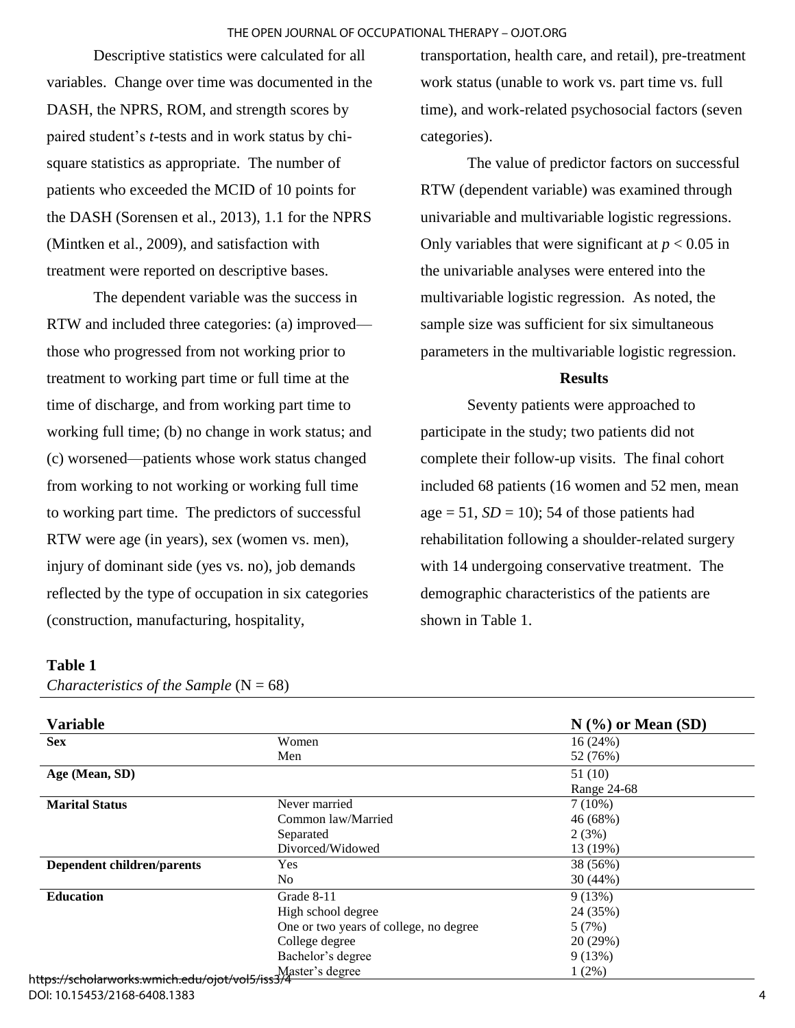Descriptive statistics were calculated for all variables. Change over time was documented in the DASH, the NPRS, ROM, and strength scores by paired student's *t*-tests and in work status by chi-square statistics as appropriate. The number of patients who exceeded the MCID of 10 points for the DASH (Sorensen et al., 2013), 1.1 for the NPRS (Mintken et al., 2009), and satisfaction with treatment were reported on descriptive bases.

The dependent variable was the success in RTW and included three categories: (a) improved—those who progressed from not working prior to treatment to working part time or full time at the time of discharge, and from working part time to working full time; (b) no change in work status; and (c) worsened—patients whose work status changed from working to not working or working full time to working part time. The predictors of successful RTW were age (in years), sex (women vs. men), injury of dominant side (yes vs. no), job demands reflected by the type of occupation in six categories (construction, manufacturing, hospitality, transportation, health care, and retail), pre-treatment work status (unable to work vs. part time vs. full time), and work-related psychosocial factors (seven categories).

The value of predictor factors on successful RTW (dependent variable) was examined through univariable and multivariable logistic regressions. Only variables that were significant at $p < 0.05$ in the univariable analyses were entered into the multivariable logistic regression. As noted, the sample size was sufficient for six simultaneous parameters in the multivariable logistic regression.

## Results

Seventy patients were approached to participate in the study; two patients did not complete their follow-up visits. The final cohort included 68 patients (16 women and 52 men, mean age = 51, *SD* = 10); 54 of those patients had rehabilitation following a shoulder-related surgery with 14 undergoing conservative treatment. The demographic characteristics of the patients are shown in Table 1.

**Table 1**

*Characteristics of the Sample* (N = 68)

| Variable | | N (%) or Mean (SD) |
|---|---|---|
| **Sex** | Women | 16 (24%) |
| | Men | 52 (76%) |
| **Age (Mean, SD)** | | 51 (10) |
| | | Range 24-68 |
| **Marital Status** | Never married | 7 (10%) |
| | Common law/Married | 46 (68%) |
| | Separated | 2 (3%) |
| | Divorced/Widowed | 13 (19%) |
| **Dependent children/parents** | Yes | 38 (56%) |
| | No | 30 (44%) |
| **Education** | Grade 8-11 | 9 (13%) |
| | High school degree | 24 (35%) |
| | One or two years of college, no degree | 5 (7%) |
| | College degree | 20 (29%) |
| | Bachelor's degree | 9 (13%) |
| | Master's degree | 1 (2%) |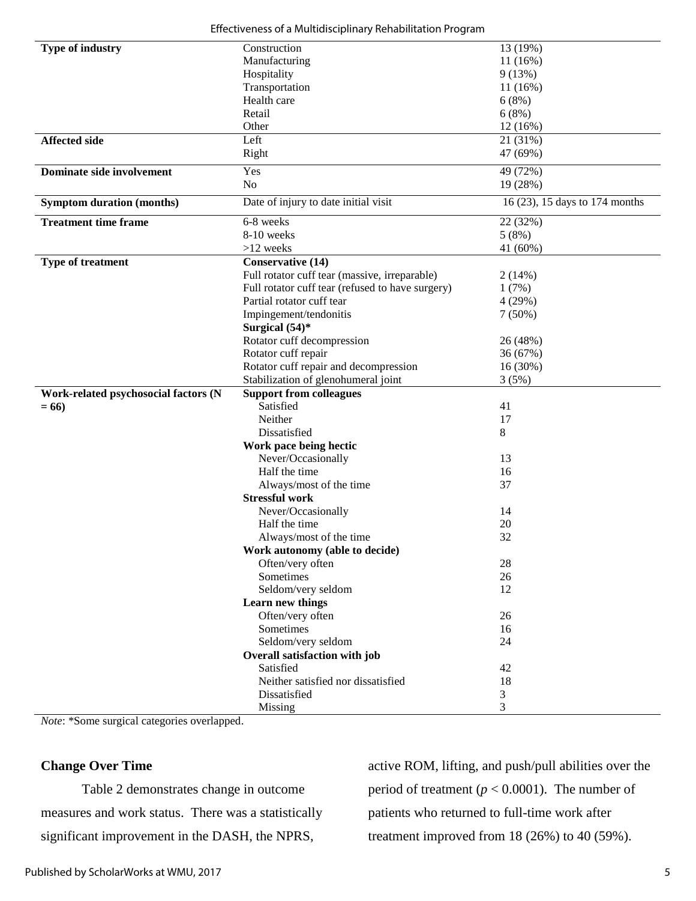| | | |
|---|---|---|
| **Type of industry** | Construction | 13 (19%) |
| | Manufacturing | 11 (16%) |
| | Hospitality | 9 (13%) |
| | Transportation | 11 (16%) |
| | Health care | 6 (8%) |
| | Retail | 6 (8%) |
| | Other | 12 (16%) |
| **Affected side** | Left | 21 (31%) |
| | Right | 47 (69%) |
| **Dominate side involvement** | Yes | 49 (72%) |
| | No | 19 (28%) |
| **Symptom duration (months)** | Date of injury to date initial visit | 16 (23), 15 days to 174 months |
| **Treatment time frame** | 6-8 weeks | 22 (32%) |
| | 8-10 weeks | 5 (8%) |
| | >12 weeks | 41 (60%) |
| **Type of treatment** | **Conservative (14)** | |
| | Full rotator cuff tear (massive, irreparable) | 2 (14%) |
| | Full rotator cuff tear (refused to have surgery) | 1 (7%) |
| | Partial rotator cuff tear | 4 (29%) |
| | Impingement/tendonitis | 7 (50%) |
| | **Surgical (54)*** | |
| | Rotator cuff decompression | 26 (48%) |
| | Rotator cuff repair | 36 (67%) |
| | Rotator cuff repair and decompression | 16 (30%) |
| | Stabilization of glenohumeral joint | 3 (5%) |
| **Work-related psychosocial factors (N = 66)** | **Support from colleagues** | |
| | Satisfied | 41 |
| | Neither | 17 |
| | Dissatisfied | 8 |
| | **Work pace being hectic** | |
| | Never/Occasionally | 13 |
| | Half the time | 16 |
| | Always/most of the time | 37 |
| | **Stressful work** | |
| | Never/Occasionally | 14 |
| | Half the time | 20 |
| | Always/most of the time | 32 |
| | **Work autonomy (able to decide)** | |
| | Often/very often | 28 |
| | Sometimes | 26 |
| | Seldom/very seldom | 12 |
| | **Learn new things** | |
| | Often/very often | 26 |
| | Sometimes | 16 |
| | Seldom/very seldom | 24 |
| | **Overall satisfaction with job** | |
| | Satisfied | 42 |
| | Neither satisfied nor dissatisfied | 18 |
| | Dissatisfied | 3 |
| | Missing | 3 |

*Note*: *Some surgical categories overlapped.

## Change Over Time

Table 2 demonstrates change in outcome measures and work status. There was a statistically significant improvement in the DASH, the NPRS, active ROM, lifting, and push/pull abilities over the period of treatment ($p < 0.0001$). The number of patients who returned to full-time work after treatment improved from 18 (26%) to 40 (59%).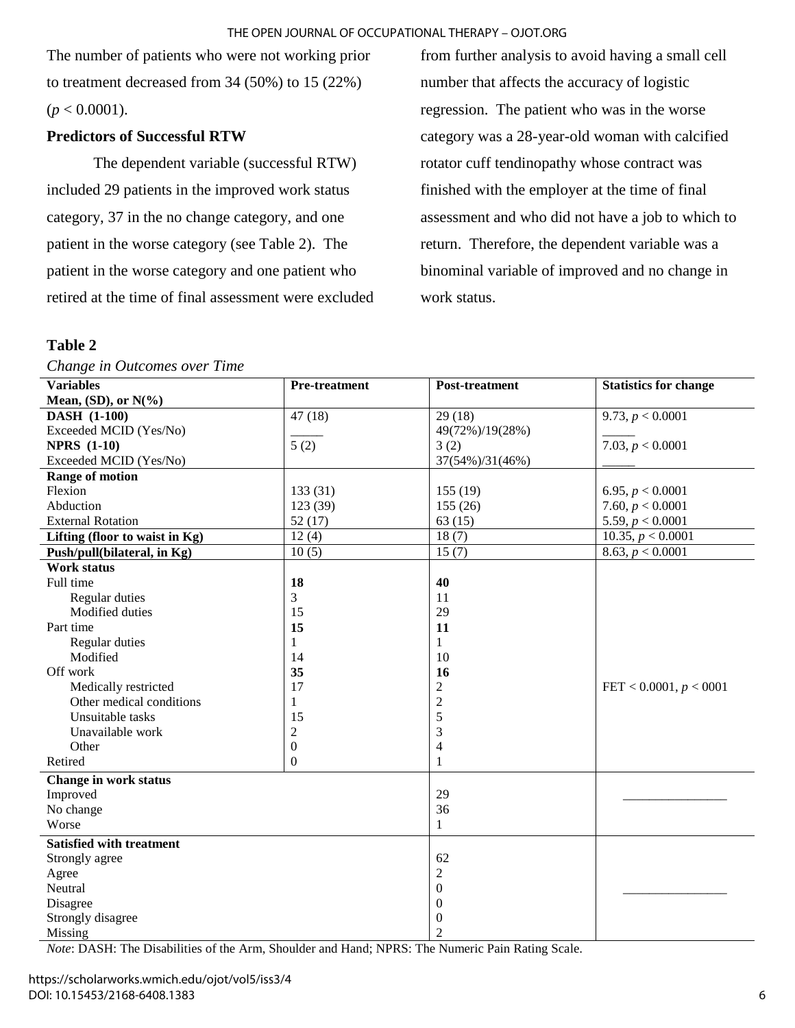The number of patients who were not working prior to treatment decreased from 34 (50%) to 15 (22%) ($p < 0.0001$).

**Predictors of Successful RTW**

The dependent variable (successful RTW) included 29 patients in the improved work status category, 37 in the no change category, and one patient in the worse category (see Table 2). The patient in the worse category and one patient who retired at the time of final assessment were excluded from further analysis to avoid having a small cell number that affects the accuracy of logistic regression. The patient who was in the worse category was a 28-year-old woman with calcified rotator cuff tendinopathy whose contract was finished with the employer at the time of final assessment and who did not have a job to which to return. Therefore, the dependent variable was a binominal variable of improved and no change in work status.

**Table 2**

*Change in Outcomes over Time*

| **Variables** Mean, (SD), or N(%) | **Pre-treatment** | **Post-treatment** | **Statistics for change** |
|---|---|---|---|
| **DASH (1-100)** | 47 (18) | 29 (18) | 9.73, $p < 0.0001$ |
| Exceeded MCID (Yes/No) | _____ | 49(72%)/19(28%) | _____ |
| **NPRS (1-10)** | 5 (2) | 3 (2) | 7.03, $p < 0.0001$ |
| Exceeded MCID (Yes/No) | | 37(54%)/31(46%) | _____ |
| **Range of motion** | | | |
| Flexion | 133 (31) | 155 (19) | 6.95, $p < 0.0001$ |
| Abduction | 123 (39) | 155 (26) | 7.60, $p < 0.0001$ |
| External Rotation | 52 (17) | 63 (15) | 5.59, $p < 0.0001$ |
| **Lifting (floor to waist in Kg)** | 12 (4) | 18 (7) | 10.35, $p < 0.0001$ |
| **Push/pull(bilateral, in Kg)** | 10 (5) | 15 (7) | 8.63, $p < 0.0001$ |
| **Work status** | | | |
| Full time | **18** | **40** | |
| Regular duties | 3 | 11 | |
| Modified duties | 15 | 29 | |
| Part time | **15** | **11** | |
| Regular duties | 1 | 1 | |
| Modified | 14 | 10 | |
| Off work | **35** | **16** | |
| Medically restricted | 17 | 2 | FET < 0.0001, $p < 0001$ |
| Other medical conditions | 1 | 2 | |
| Unsuitable tasks | 15 | 5 | |
| Unavailable work | 2 | 3 | |
| Other | 0 | 4 | |
| Retired | 0 | 1 | |
| **Change in work status** | | | |
| Improved | | 29 | _______________ |
| No change | | 36 | |
| Worse | | 1 | |
| **Satisfied with treatment** | | | |
| Strongly agree | | 62 | |
| Agree | | 2 | |
| Neutral | | 0 | _______________ |
| Disagree | | 0 | |
| Strongly disagree | | 0 | |
| Missing | | 2 | |

*Note*: DASH: The Disabilities of the Arm, Shoulder and Hand; NPRS: The Numeric Pain Rating Scale.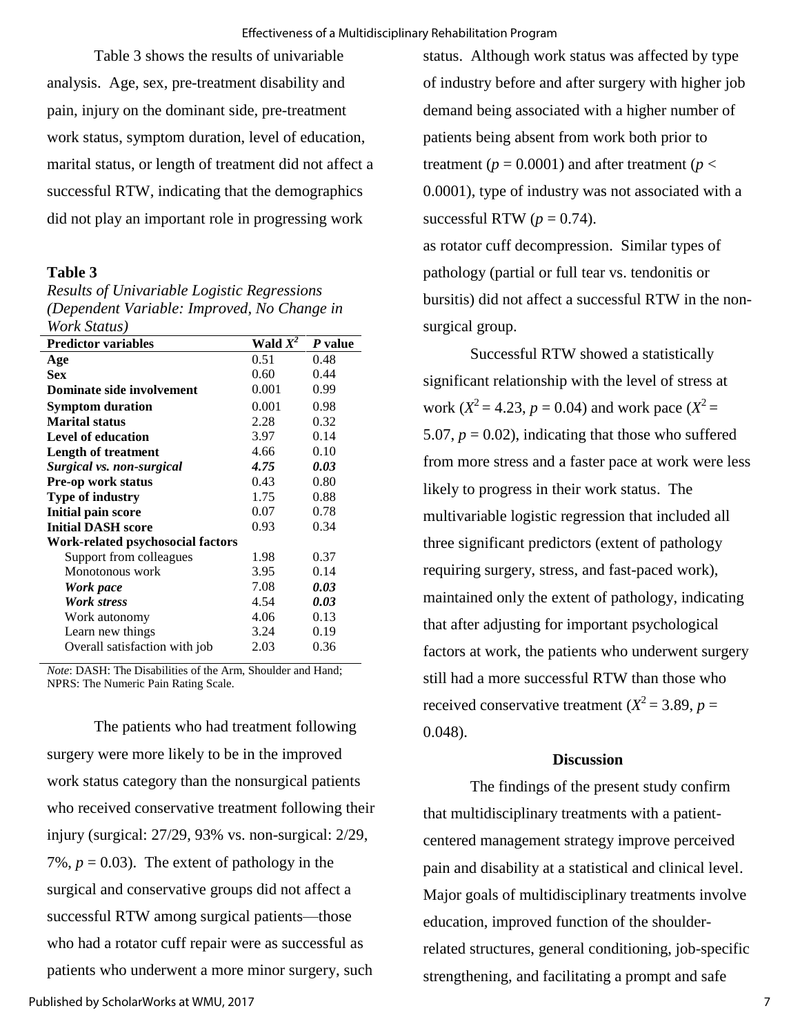Table 3 shows the results of univariable analysis. Age, sex, pre-treatment disability and pain, injury on the dominant side, pre-treatment work status, symptom duration, level of education, marital status, or length of treatment did not affect a successful RTW, indicating that the demographics did not play an important role in progressing work status. Although work status was affected by type of industry before and after surgery with higher job demand being associated with a higher number of patients being absent from work both prior to treatment ($p = 0.0001$) and after treatment ($p < 0.0001$), type of industry was not associated with a successful RTW ($p = 0.74$).

**Table 3**

*Results of Univariable Logistic Regressions (Dependent Variable: Improved, No Change in Work Status)*

| Predictor variables | Wald $X^2$ | *P* value |
|---|---|---|
| **Age** | 0.51 | 0.48 |
| **Sex** | 0.60 | 0.44 |
| **Dominate side involvement** | 0.001 | 0.99 |
| **Symptom duration** | 0.001 | 0.98 |
| **Marital status** | 2.28 | 0.32 |
| **Level of education** | 3.97 | 0.14 |
| **Length of treatment** | 4.66 | 0.10 |
| ***Surgical vs. non-surgical*** | ***4.75*** | ***0.03*** |
| **Pre-op work status** | 0.43 | 0.80 |
| **Type of industry** | 1.75 | 0.88 |
| **Initial pain score** | 0.07 | 0.78 |
| **Initial DASH score** | 0.93 | 0.34 |
| **Work-related psychosocial factors** | | |
| Support from colleagues | 1.98 | 0.37 |
| Monotonous work | 3.95 | 0.14 |
| ***Work pace*** | 7.08 | ***0.03*** |
| ***Work stress*** | 4.54 | ***0.03*** |
| Work autonomy | 4.06 | 0.13 |
| Learn new things | 3.24 | 0.19 |
| Overall satisfaction with job | 2.03 | 0.36 |

*Note*: DASH: The Disabilities of the Arm, Shoulder and Hand; NPRS: The Numeric Pain Rating Scale.

The patients who had treatment following surgery were more likely to be in the improved work status category than the nonsurgical patients who received conservative treatment following their injury (surgical: 27/29, 93% vs. non-surgical: 2/29, 7%, $p = 0.03$). The extent of pathology in the surgical and conservative groups did not affect a successful RTW among surgical patients—those who had a rotator cuff repair were as successful as patients who underwent a more minor surgery, such as rotator cuff decompression. Similar types of pathology (partial or full tear vs. tendonitis or bursitis) did not affect a successful RTW in the non-surgical group.

Successful RTW showed a statistically significant relationship with the level of stress at work ($X^2 = 4.23$, $p = 0.04$) and work pace ($X^2 = 5.07$, $p = 0.02$), indicating that those who suffered from more stress and a faster pace at work were less likely to progress in their work status. The multivariable logistic regression that included all three significant predictors (extent of pathology requiring surgery, stress, and fast-paced work), maintained only the extent of pathology, indicating that after adjusting for important psychological factors at work, the patients who underwent surgery still had a more successful RTW than those who received conservative treatment ($X^2 = 3.89$, $p = 0.048$).

## Discussion

The findings of the present study confirm that multidisciplinary treatments with a patient-centered management strategy improve perceived pain and disability at a statistical and clinical level. Major goals of multidisciplinary treatments involve education, improved function of the shoulder-related structures, general conditioning, job-specific strengthening, and facilitating a prompt and safe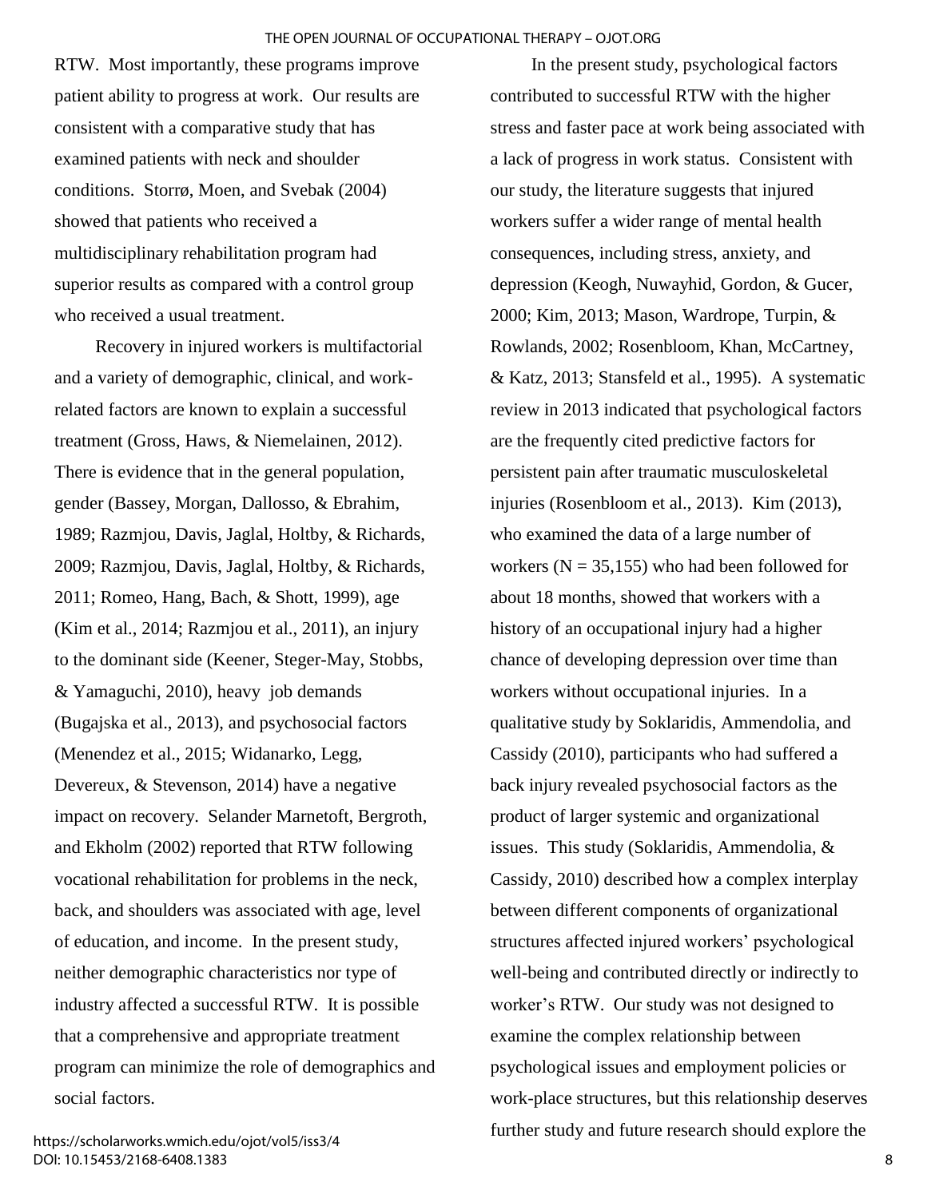RTW. Most importantly, these programs improve patient ability to progress at work. Our results are consistent with a comparative study that has examined patients with neck and shoulder conditions. Storrø, Moen, and Svebak (2004) showed that patients who received a multidisciplinary rehabilitation program had superior results as compared with a control group who received a usual treatment.

Recovery in injured workers is multifactorial and a variety of demographic, clinical, and work-related factors are known to explain a successful treatment (Gross, Haws, & Niemelainen, 2012). There is evidence that in the general population, gender (Bassey, Morgan, Dallosso, & Ebrahim, 1989; Razmjou, Davis, Jaglal, Holtby, & Richards, 2009; Razmjou, Davis, Jaglal, Holtby, & Richards, 2011; Romeo, Hang, Bach, & Shott, 1999), age (Kim et al., 2014; Razmjou et al., 2011), an injury to the dominant side (Keener, Steger-May, Stobbs, & Yamaguchi, 2010), heavy job demands (Bugajska et al., 2013), and psychosocial factors (Menendez et al., 2015; Widanarko, Legg, Devereux, & Stevenson, 2014) have a negative impact on recovery. Selander Marnetoft, Bergroth, and Ekholm (2002) reported that RTW following vocational rehabilitation for problems in the neck, back, and shoulders was associated with age, level of education, and income. In the present study, neither demographic characteristics nor type of industry affected a successful RTW. It is possible that a comprehensive and appropriate treatment program can minimize the role of demographics and social factors.

In the present study, psychological factors contributed to successful RTW with the higher stress and faster pace at work being associated with a lack of progress in work status. Consistent with our study, the literature suggests that injured workers suffer a wider range of mental health consequences, including stress, anxiety, and depression (Keogh, Nuwayhid, Gordon, & Gucer, 2000; Kim, 2013; Mason, Wardrope, Turpin, & Rowlands, 2002; Rosenbloom, Khan, McCartney, & Katz, 2013; Stansfeld et al., 1995). A systematic review in 2013 indicated that psychological factors are the frequently cited predictive factors for persistent pain after traumatic musculoskeletal injuries (Rosenbloom et al., 2013). Kim (2013), who examined the data of a large number of workers ($N = 35{,}155$) who had been followed for about 18 months, showed that workers with a history of an occupational injury had a higher chance of developing depression over time than workers without occupational injuries. In a qualitative study by Soklaridis, Ammendolia, and Cassidy (2010), participants who had suffered a back injury revealed psychosocial factors as the product of larger systemic and organizational issues. This study (Soklaridis, Ammendolia, & Cassidy, 2010) described how a complex interplay between different components of organizational structures affected injured workers' psychological well-being and contributed directly or indirectly to worker's RTW. Our study was not designed to examine the complex relationship between psychological issues and employment policies or work-place structures, but this relationship deserves further study and future research should explore the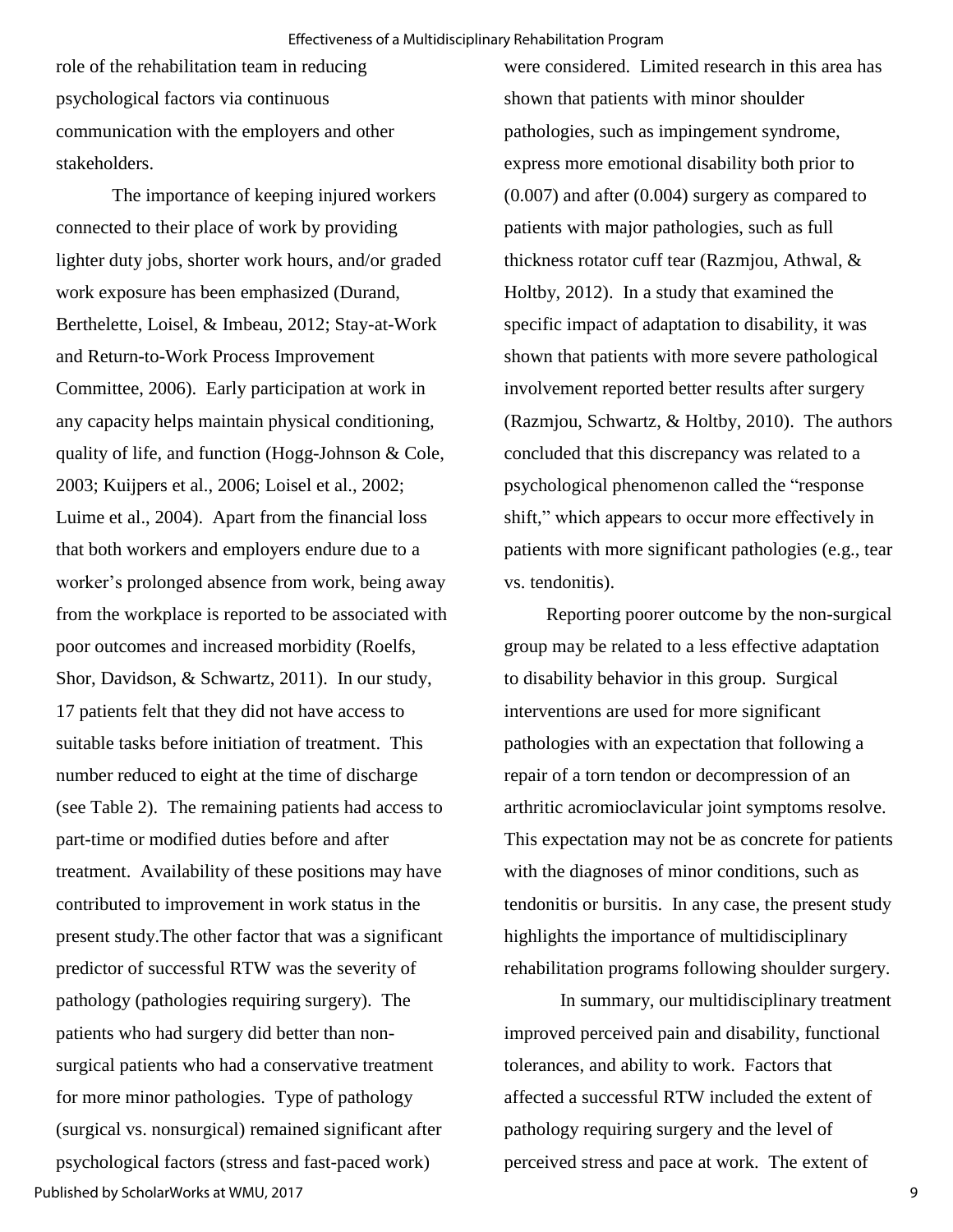role of the rehabilitation team in reducing psychological factors via continuous communication with the employers and other stakeholders.

The importance of keeping injured workers connected to their place of work by providing lighter duty jobs, shorter work hours, and/or graded work exposure has been emphasized (Durand, Berthelette, Loisel, & Imbeau, 2012; Stay-at-Work and Return-to-Work Process Improvement Committee, 2006). Early participation at work in any capacity helps maintain physical conditioning, quality of life, and function (Hogg-Johnson & Cole, 2003; Kuijpers et al., 2006; Loisel et al., 2002; Luime et al., 2004). Apart from the financial loss that both workers and employers endure due to a worker's prolonged absence from work, being away from the workplace is reported to be associated with poor outcomes and increased morbidity (Roelfs, Shor, Davidson, & Schwartz, 2011). In our study, 17 patients felt that they did not have access to suitable tasks before initiation of treatment. This number reduced to eight at the time of discharge (see Table 2). The remaining patients had access to part-time or modified duties before and after treatment. Availability of these positions may have contributed to improvement in work status in the present study.The other factor that was a significant predictor of successful RTW was the severity of pathology (pathologies requiring surgery). The patients who had surgery did better than non-surgical patients who had a conservative treatment for more minor pathologies. Type of pathology (surgical vs. nonsurgical) remained significant after psychological factors (stress and fast-paced work) were considered. Limited research in this area has shown that patients with minor shoulder pathologies, such as impingement syndrome, express more emotional disability both prior to (0.007) and after (0.004) surgery as compared to patients with major pathologies, such as full thickness rotator cuff tear (Razmjou, Athwal, & Holtby, 2012). In a study that examined the specific impact of adaptation to disability, it was shown that patients with more severe pathological involvement reported better results after surgery (Razmjou, Schwartz, & Holtby, 2010). The authors concluded that this discrepancy was related to a psychological phenomenon called the "response shift," which appears to occur more effectively in patients with more significant pathologies (e.g., tear vs. tendonitis).

Reporting poorer outcome by the non-surgical group may be related to a less effective adaptation to disability behavior in this group. Surgical interventions are used for more significant pathologies with an expectation that following a repair of a torn tendon or decompression of an arthritic acromioclavicular joint symptoms resolve. This expectation may not be as concrete for patients with the diagnoses of minor conditions, such as tendonitis or bursitis. In any case, the present study highlights the importance of multidisciplinary rehabilitation programs following shoulder surgery.

In summary, our multidisciplinary treatment improved perceived pain and disability, functional tolerances, and ability to work. Factors that affected a successful RTW included the extent of pathology requiring surgery and the level of perceived stress and pace at work. The extent of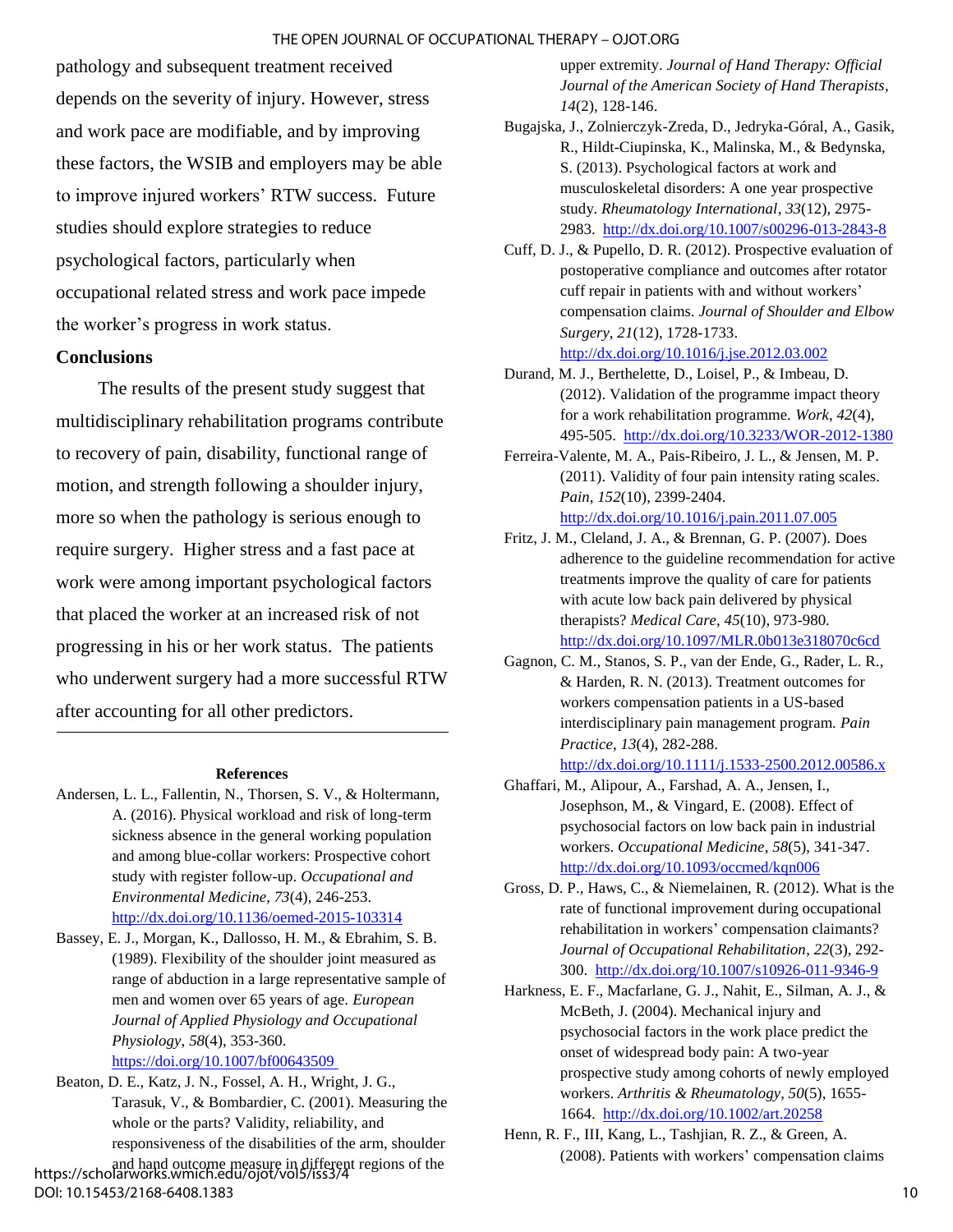pathology and subsequent treatment received depends on the severity of injury. However, stress and work pace are modifiable, and by improving these factors, the WSIB and employers may be able to improve injured workers' RTW success. Future studies should explore strategies to reduce psychological factors, particularly when occupational related stress and work pace impede the worker's progress in work status.

## Conclusions

The results of the present study suggest that multidisciplinary rehabilitation programs contribute to recovery of pain, disability, functional range of motion, and strength following a shoulder injury, more so when the pathology is serious enough to require surgery. Higher stress and a fast pace at work were among important psychological factors that placed the worker at an increased risk of not progressing in his or her work status. The patients who underwent surgery had a more successful RTW after accounting for all other predictors.

---

## References

Andersen, L. L., Fallentin, N., Thorsen, S. V., & Holtermann, A. (2016). Physical workload and risk of long-term sickness absence in the general working population and among blue-collar workers: Prospective cohort study with register follow-up. *Occupational and Environmental Medicine*, *73*(4), 246-253. http://dx.doi.org/10.1136/oemed-2015-103314

Bassey, E. J., Morgan, K., Dallosso, H. M., & Ebrahim, S. B. (1989). Flexibility of the shoulder joint measured as range of abduction in a large representative sample of men and women over 65 years of age. *European Journal of Applied Physiology and Occupational Physiology*, *58*(4), 353-360. https://doi.org/10.1007/bf00643509

Beaton, D. E., Katz, J. N., Fossel, A. H., Wright, J. G., Tarasuk, V., & Bombardier, C. (2001). Measuring the whole or the parts? Validity, reliability, and responsiveness of the disabilities of the arm, shoulder and hand outcome measure in different regions of the upper extremity. *Journal of Hand Therapy: Official Journal of the American Society of Hand Therapists*, *14*(2), 128-146.

Bugajska, J., Zolnierczyk-Zreda, D., Jedryka-Góral, A., Gasik, R., Hildt-Ciupinska, K., Malinska, M., & Bedynska, S. (2013). Psychological factors at work and musculoskeletal disorders: A one year prospective study. *Rheumatology International*, *33*(12), 2975-2983. http://dx.doi.org/10.1007/s00296-013-2843-8

Cuff, D. J., & Pupello, D. R. (2012). Prospective evaluation of postoperative compliance and outcomes after rotator cuff repair in patients with and without workers' compensation claims. *Journal of Shoulder and Elbow Surgery*, *21*(12), 1728-1733. http://dx.doi.org/10.1016/j.jse.2012.03.002

Durand, M. J., Berthelette, D., Loisel, P., & Imbeau, D. (2012). Validation of the programme impact theory for a work rehabilitation programme. *Work*, *42*(4), 495-505. http://dx.doi.org/10.3233/WOR-2012-1380

Ferreira-Valente, M. A., Pais-Ribeiro, J. L., & Jensen, M. P. (2011). Validity of four pain intensity rating scales. *Pain*, *152*(10), 2399-2404. http://dx.doi.org/10.1016/j.pain.2011.07.005

Fritz, J. M., Cleland, J. A., & Brennan, G. P. (2007). Does adherence to the guideline recommendation for active treatments improve the quality of care for patients with acute low back pain delivered by physical therapists? *Medical Care*, *45*(10), 973-980. http://dx.doi.org/10.1097/MLR.0b013e318070c6cd

Gagnon, C. M., Stanos, S. P., van der Ende, G., Rader, L. R., & Harden, R. N. (2013). Treatment outcomes for workers compensation patients in a US-based interdisciplinary pain management program. *Pain Practice*, *13*(4), 282-288. http://dx.doi.org/10.1111/j.1533-2500.2012.00586.x

Ghaffari, M., Alipour, A., Farshad, A. A., Jensen, I., Josephson, M., & Vingard, E. (2008). Effect of psychosocial factors on low back pain in industrial workers. *Occupational Medicine*, *58*(5), 341-347. http://dx.doi.org/10.1093/occmed/kqn006

Gross, D. P., Haws, C., & Niemelainen, R. (2012). What is the rate of functional improvement during occupational rehabilitation in workers' compensation claimants? *Journal of Occupational Rehabilitation*, *22*(3), 292-300. http://dx.doi.org/10.1007/s10926-011-9346-9

Harkness, E. F., Macfarlane, G. J., Nahit, E., Silman, A. J., & McBeth, J. (2004). Mechanical injury and psychosocial factors in the work place predict the onset of widespread body pain: A two-year prospective study among cohorts of newly employed workers. *Arthritis & Rheumatology*, *50*(5), 1655-1664. http://dx.doi.org/10.1002/art.20258

Henn, R. F., III, Kang, L., Tashjian, R. Z., & Green, A. (2008). Patients with workers' compensation claims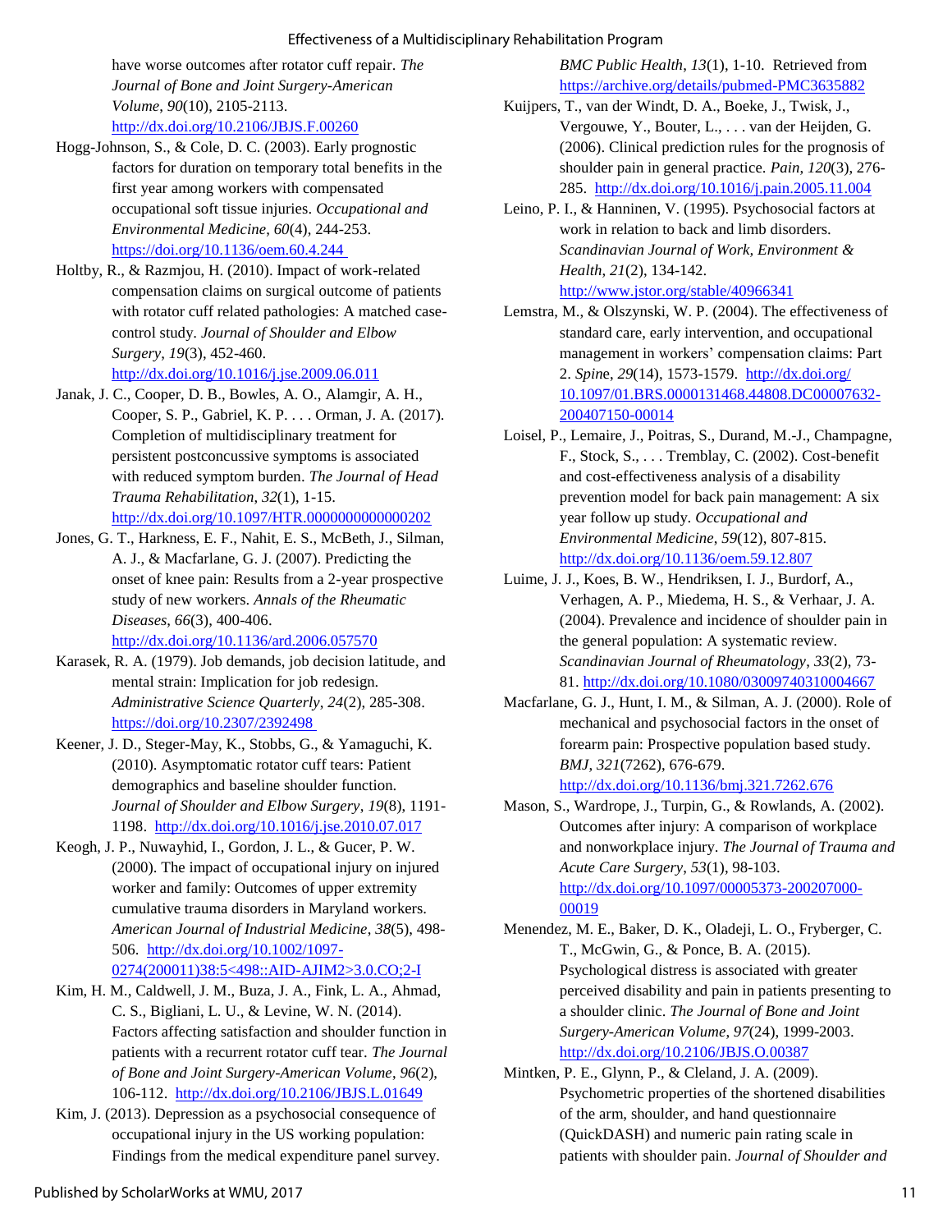have worse outcomes after rotator cuff repair. *The Journal of Bone and Joint Surgery-American Volume*, *90*(10), 2105-2113. http://dx.doi.org/10.2106/JBJS.F.00260

Hogg-Johnson, S., & Cole, D. C. (2003). Early prognostic factors for duration on temporary total benefits in the first year among workers with compensated occupational soft tissue injuries. *Occupational and Environmental Medicine*, *60*(4), 244-253. https://doi.org/10.1136/oem.60.4.244

Holtby, R., & Razmjou, H. (2010). Impact of work-related compensation claims on surgical outcome of patients with rotator cuff related pathologies: A matched case-control study. *Journal of Shoulder and Elbow Surgery*, *19*(3), 452-460. http://dx.doi.org/10.1016/j.jse.2009.06.011

Janak, J. C., Cooper, D. B., Bowles, A. O., Alamgir, A. H., Cooper, S. P., Gabriel, K. P. . . . Orman, J. A. (2017). Completion of multidisciplinary treatment for persistent postconcussive symptoms is associated with reduced symptom burden. *The Journal of Head Trauma Rehabilitation*, *32*(1), 1-15. http://dx.doi.org/10.1097/HTR.0000000000000202

Jones, G. T., Harkness, E. F., Nahit, E. S., McBeth, J., Silman, A. J., & Macfarlane, G. J. (2007). Predicting the onset of knee pain: Results from a 2-year prospective study of new workers. *Annals of the Rheumatic Diseases*, *66*(3), 400-406. http://dx.doi.org/10.1136/ard.2006.057570

Karasek, R. A. (1979). Job demands, job decision latitude, and mental strain: Implication for job redesign. *Administrative Science Quarterly*, *24*(2), 285-308. https://doi.org/10.2307/2392498

Keener, J. D., Steger-May, K., Stobbs, G., & Yamaguchi, K. (2010). Asymptomatic rotator cuff tears: Patient demographics and baseline shoulder function. *Journal of Shoulder and Elbow Surgery*, *19*(8), 1191-1198. http://dx.doi.org/10.1016/j.jse.2010.07.017

Keogh, J. P., Nuwayhid, I., Gordon, J. L., & Gucer, P. W. (2000). The impact of occupational injury on injured worker and family: Outcomes of upper extremity cumulative trauma disorders in Maryland workers. *American Journal of Industrial Medicine*, *38*(5), 498-506. http://dx.doi.org/10.1002/1097-0274(200011)38:5<498::AID-AJIM2>3.0.CO;2-I

Kim, H. M., Caldwell, J. M., Buza, J. A., Fink, L. A., Ahmad, C. S., Bigliani, L. U., & Levine, W. N. (2014). Factors affecting satisfaction and shoulder function in patients with a recurrent rotator cuff tear. *The Journal of Bone and Joint Surgery-American Volume*, *96*(2), 106-112. http://dx.doi.org/10.2106/JBJS.L.01649

Kim, J. (2013). Depression as a psychosocial consequence of occupational injury in the US working population: Findings from the medical expenditure panel survey. *BMC Public Health*, *13*(1), 1-10. Retrieved from https://archive.org/details/pubmed-PMC3635882

Kuijpers, T., van der Windt, D. A., Boeke, J., Twisk, J., Vergouwe, Y., Bouter, L., . . . van der Heijden, G. (2006). Clinical prediction rules for the prognosis of shoulder pain in general practice. *Pain*, *120*(3), 276-285. http://dx.doi.org/10.1016/j.pain.2005.11.004

Leino, P. I., & Hanninen, V. (1995). Psychosocial factors at work in relation to back and limb disorders. *Scandinavian Journal of Work, Environment & Health*, *21*(2), 134-142. http://www.jstor.org/stable/40966341

Lemstra, M., & Olszynski, W. P. (2004). The effectiveness of standard care, early intervention, and occupational management in workers' compensation claims: Part 2. *Spine*, *29*(14), 1573-1579. http://dx.doi.org/10.1097/01.BRS.0000131468.44808.DC00007632-200407150-00014

Loisel, P., Lemaire, J., Poitras, S., Durand, M.-J., Champagne, F., Stock, S., . . . Tremblay, C. (2002). Cost-benefit and cost-effectiveness analysis of a disability prevention model for back pain management: A six year follow up study. *Occupational and Environmental Medicine*, *59*(12), 807-815. http://dx.doi.org/10.1136/oem.59.12.807

Luime, J. J., Koes, B. W., Hendriksen, I. J., Burdorf, A., Verhagen, A. P., Miedema, H. S., & Verhaar, J. A. (2004). Prevalence and incidence of shoulder pain in the general population: A systematic review. *Scandinavian Journal of Rheumatology*, *33*(2), 73-81. http://dx.doi.org/10.1080/03009740310004667

Macfarlane, G. J., Hunt, I. M., & Silman, A. J. (2000). Role of mechanical and psychosocial factors in the onset of forearm pain: Prospective population based study. *BMJ*, *321*(7262), 676-679. http://dx.doi.org/10.1136/bmj.321.7262.676

Mason, S., Wardrope, J., Turpin, G., & Rowlands, A. (2002). Outcomes after injury: A comparison of workplace and nonworkplace injury. *The Journal of Trauma and Acute Care Surgery*, *53*(1), 98-103. http://dx.doi.org/10.1097/00005373-200207000-00019

Menendez, M. E., Baker, D. K., Oladeji, L. O., Fryberger, C. T., McGwin, G., & Ponce, B. A. (2015). Psychological distress is associated with greater perceived disability and pain in patients presenting to a shoulder clinic. *The Journal of Bone and Joint Surgery-American Volume*, *97*(24), 1999-2003. http://dx.doi.org/10.2106/JBJS.O.00387

Mintken, P. E., Glynn, P., & Cleland, J. A. (2009). Psychometric properties of the shortened disabilities of the arm, shoulder, and hand questionnaire (QuickDASH) and numeric pain rating scale in patients with shoulder pain. *Journal of Shoulder and*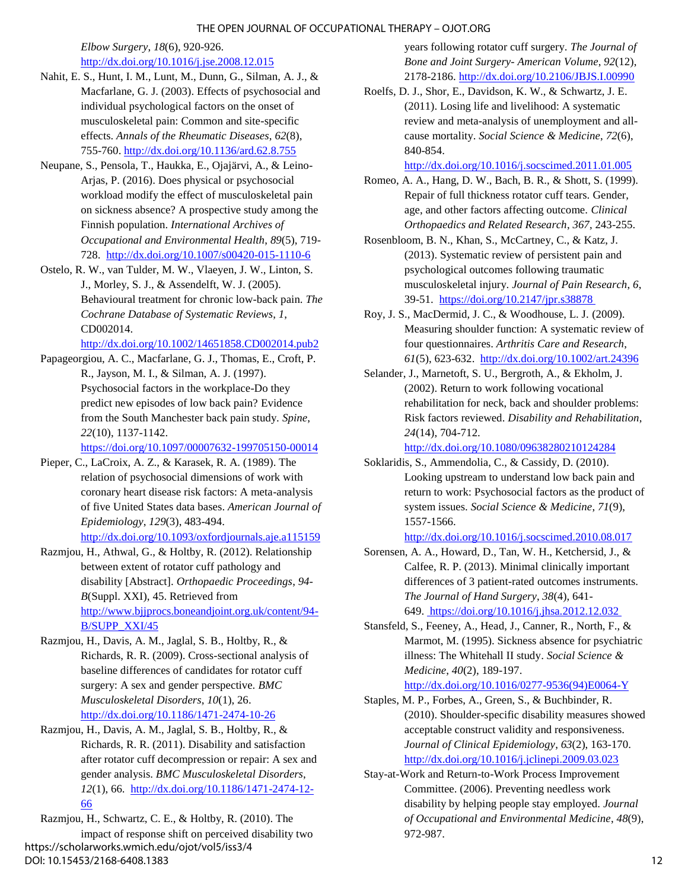*Elbow Surgery*, *18*(6), 920-926. http://dx.doi.org/10.1016/j.jse.2008.12.015

Nahit, E. S., Hunt, I. M., Lunt, M., Dunn, G., Silman, A. J., & Macfarlane, G. J. (2003). Effects of psychosocial and individual psychological factors on the onset of musculoskeletal pain: Common and site-specific effects. *Annals of the Rheumatic Diseases*, *62*(8), 755-760. http://dx.doi.org/10.1136/ard.62.8.755

Neupane, S., Pensola, T., Haukka, E., Ojajärvi, A., & Leino-Arjas, P. (2016). Does physical or psychosocial workload modify the effect of musculoskeletal pain on sickness absence? A prospective study among the Finnish population. *International Archives of Occupational and Environmental Health*, *89*(5), 719-728. http://dx.doi.org/10.1007/s00420-015-1110-6

Ostelo, R. W., van Tulder, M. W., Vlaeyen, J. W., Linton, S. J., Morley, S. J., & Assendelft, W. J. (2005). Behavioural treatment for chronic low-back pain. *The Cochrane Database of Systematic Reviews*, *1*, CD002014. http://dx.doi.org/10.1002/14651858.CD002014.pub2

Papageorgiou, A. C., Macfarlane, G. J., Thomas, E., Croft, P. R., Jayson, M. I., & Silman, A. J. (1997). Psychosocial factors in the workplace-Do they predict new episodes of low back pain? Evidence from the South Manchester back pain study. *Spine*, *22*(10), 1137-1142. https://doi.org/10.1097/00007632-199705150-00014

Pieper, C., LaCroix, A. Z., & Karasek, R. A. (1989). The relation of psychosocial dimensions of work with coronary heart disease risk factors: A meta-analysis of five United States data bases. *American Journal of Epidemiology*, *129*(3), 483-494. http://dx.doi.org/10.1093/oxfordjournals.aje.a115159

Razmjou, H., Athwal, G., & Holtby, R. (2012). Relationship between extent of rotator cuff pathology and disability [Abstract]. *Orthopaedic Proceedings*, *94-B*(Suppl. XXI), 45. Retrieved from http://www.bjjprocs.boneandjoint.org.uk/content/94-B/SUPP_XXI/45

Razmjou, H., Davis, A. M., Jaglal, S. B., Holtby, R., & Richards, R. R. (2009). Cross-sectional analysis of baseline differences of candidates for rotator cuff surgery: A sex and gender perspective. *BMC Musculoskeletal Disorders*, *10*(1), 26. http://dx.doi.org/10.1186/1471-2474-10-26

Razmjou, H., Davis, A. M., Jaglal, S. B., Holtby, R., & Richards, R. R. (2011). Disability and satisfaction after rotator cuff decompression or repair: A sex and gender analysis. *BMC Musculoskeletal Disorders*, *12*(1), 66. http://dx.doi.org/10.1186/1471-2474-12-66

Razmjou, H., Schwartz, C. E., & Holtby, R. (2010). The impact of response shift on perceived disability two years following rotator cuff surgery. *The Journal of Bone and Joint Surgery- American Volume*, *92*(12), 2178-2186. http://dx.doi.org/10.2106/JBJS.I.00990

Roelfs, D. J., Shor, E., Davidson, K. W., & Schwartz, J. E. (2011). Losing life and livelihood: A systematic review and meta-analysis of unemployment and all-cause mortality. *Social Science & Medicine*, *72*(6), 840-854. http://dx.doi.org/10.1016/j.socscimed.2011.01.005

Romeo, A. A., Hang, D. W., Bach, B. R., & Shott, S. (1999). Repair of full thickness rotator cuff tears. Gender, age, and other factors affecting outcome. *Clinical Orthopaedics and Related Research*, *367*, 243-255.

Rosenbloom, B. N., Khan, S., McCartney, C., & Katz, J. (2013). Systematic review of persistent pain and psychological outcomes following traumatic musculoskeletal injury. *Journal of Pain Research*, *6*, 39-51. https://doi.org/10.2147/jpr.s38878

Roy, J. S., MacDermid, J. C., & Woodhouse, L. J. (2009). Measuring shoulder function: A systematic review of four questionnaires. *Arthritis Care and Research*, *61*(5), 623-632. http://dx.doi.org/10.1002/art.24396

Selander, J., Marnetoft, S. U., Bergroth, A., & Ekholm, J. (2002). Return to work following vocational rehabilitation for neck, back and shoulder problems: Risk factors reviewed. *Disability and Rehabilitation*, *24*(14), 704-712. http://dx.doi.org/10.1080/09638280210124284

Soklaridis, S., Ammendolia, C., & Cassidy, D. (2010). Looking upstream to understand low back pain and return to work: Psychosocial factors as the product of system issues. *Social Science & Medicine*, *71*(9), 1557-1566. http://dx.doi.org/10.1016/j.socscimed.2010.08.017

Sorensen, A. A., Howard, D., Tan, W. H., Ketchersid, J., & Calfee, R. P. (2013). Minimal clinically important differences of 3 patient-rated outcomes instruments. *The Journal of Hand Surgery*, *38*(4), 641-649. https://doi.org/10.1016/j.jhsa.2012.12.032

Stansfeld, S., Feeney, A., Head, J., Canner, R., North, F., & Marmot, M. (1995). Sickness absence for psychiatric illness: The Whitehall II study. *Social Science & Medicine*, *40*(2), 189-197. http://dx.doi.org/10.1016/0277-9536(94)E0064-Y

Staples, M. P., Forbes, A., Green, S., & Buchbinder, R. (2010). Shoulder-specific disability measures showed acceptable construct validity and responsiveness. *Journal of Clinical Epidemiology*, *63*(2), 163-170. http://dx.doi.org/10.1016/j.jclinepi.2009.03.023

Stay-at-Work and Return-to-Work Process Improvement Committee. (2006). Preventing needless work disability by helping people stay employed. *Journal of Occupational and Environmental Medicine*, *48*(9), 972-987.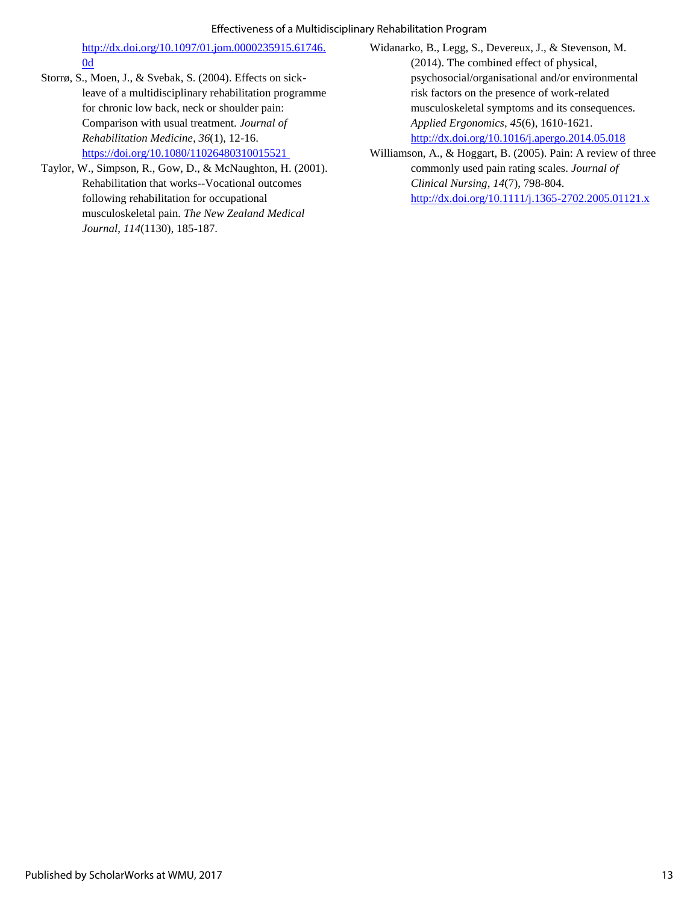http://dx.doi.org/10.1097/01.jom.0000235915.61746.0d

Storrø, S., Moen, J., & Svebak, S. (2004). Effects on sick-leave of a multidisciplinary rehabilitation programme for chronic low back, neck or shoulder pain: Comparison with usual treatment. *Journal of Rehabilitation Medicine*, *36*(1), 12-16. https://doi.org/10.1080/11026480310015521

Taylor, W., Simpson, R., Gow, D., & McNaughton, H. (2001). Rehabilitation that works--Vocational outcomes following rehabilitation for occupational musculoskeletal pain. *The New Zealand Medical Journal, 114*(1130), 185-187.

Widanarko, B., Legg, S., Devereux, J., & Stevenson, M. (2014). The combined effect of physical, psychosocial/organisational and/or environmental risk factors on the presence of work-related musculoskeletal symptoms and its consequences. *Applied Ergonomics*, *45*(6), 1610-1621. http://dx.doi.org/10.1016/j.apergo.2014.05.018

Williamson, A., & Hoggart, B. (2005). Pain: A review of three commonly used pain rating scales. *Journal of Clinical Nursing*, *14*(7), 798-804. http://dx.doi.org/10.1111/j.1365-2702.2005.01121.x